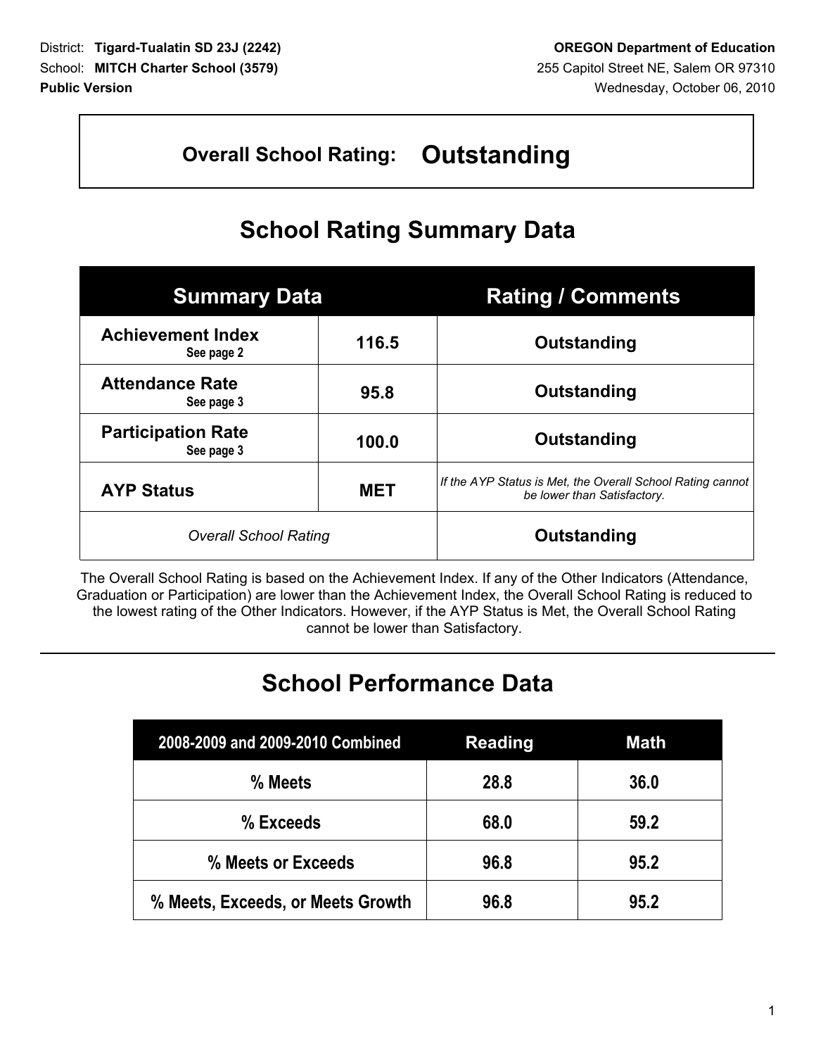District: **Tigard-Tualatin SD 23J (2242)**
School: **MITCH Charter School (3579)**
**Public Version**

**OREGON Department of Education**
255 Capitol Street NE, Salem OR 97310
Wednesday, October 06, 2010

## Overall School Rating: Outstanding

# School Rating Summary Data

| Summary Data | | Rating / Comments |
|---|---|---|
| **Achievement Index** See page 2 | **116.5** | **Outstanding** |
| **Attendance Rate** See page 3 | **95.8** | **Outstanding** |
| **Participation Rate** See page 3 | **100.0** | **Outstanding** |
| **AYP Status** | **MET** | *If the AYP Status is Met, the Overall School Rating cannot be lower than Satisfactory.* |
| *Overall School Rating* | | **Outstanding** |

The Overall School Rating is based on the Achievement Index. If any of the Other Indicators (Attendance, Graduation or Participation) are lower than the Achievement Index, the Overall School Rating is reduced to the lowest rating of the Other Indicators. However, if the AYP Status is Met, the Overall School Rating cannot be lower than Satisfactory.

# School Performance Data

| 2008-2009 and 2009-2010 Combined | Reading | Math |
|---|---|---|
| % Meets | 28.8 | 36.0 |
| % Exceeds | 68.0 | 59.2 |
| % Meets or Exceeds | 96.8 | 95.2 |
| % Meets, Exceeds, or Meets Growth | 96.8 | 95.2 |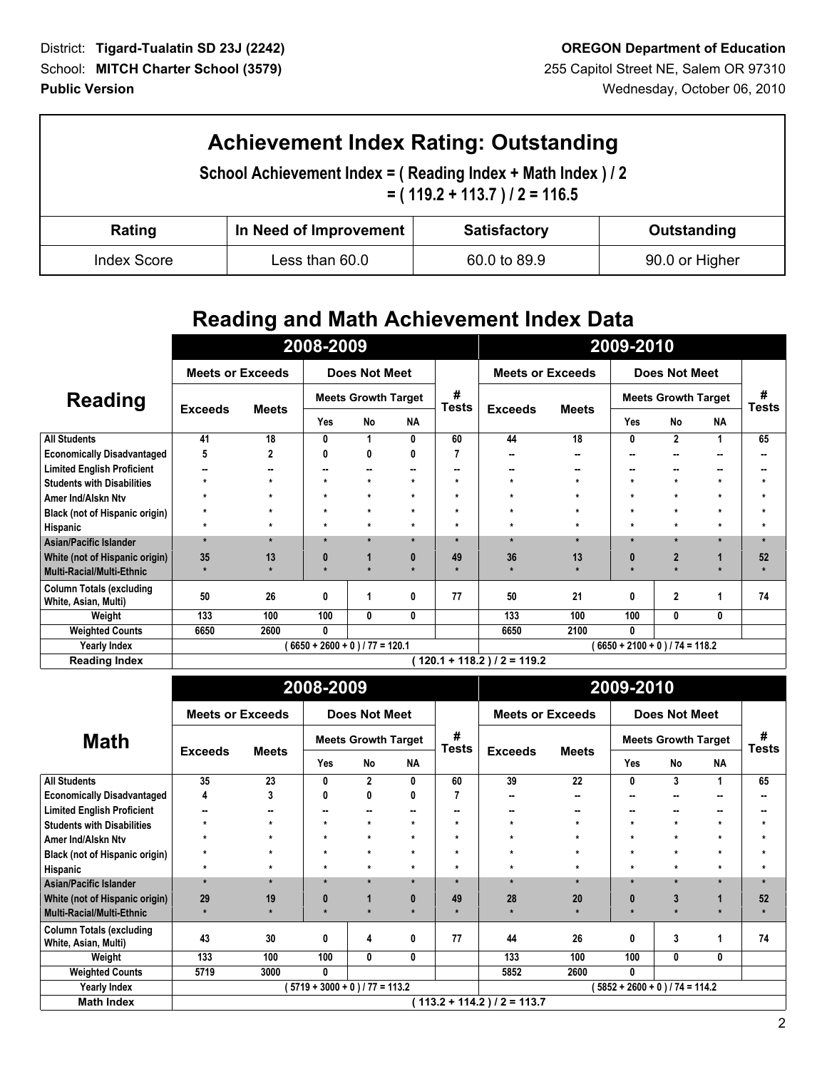District: **Tigard-Tualatin SD 23J (2242)**
School: **MITCH Charter School (3579)**
**Public Version**

**OREGON Department of Education**
255 Capitol Street NE, Salem OR 97310
Wednesday, October 06, 2010

# Achievement Index Rating: Outstanding

**School Achievement Index = ( Reading Index + Math Index ) / 2**
**= ( 119.2 + 113.7 ) / 2 = 116.5**

| Rating | In Need of Improvement | Satisfactory | Outstanding |
|---|---|---|---|
| Index Score | Less than 60.0 | 60.0 to 89.9 | 90.0 or Higher |

## Reading and Math Achievement Index Data

| Reading | 2008-2009 | | | | | | 2009-2010 | | | | | |
|---|---|---|---|---|---|---|---|---|---|---|---|---|
| | Meets or Exceeds | | Does Not Meet | | | # Tests | Meets or Exceeds | | Does Not Meet | | | # Tests |
| | Exceeds | Meets | Meets Growth Target | | | | Exceeds | Meets | Meets Growth Target | | | |
| | | | Yes | No | NA | | | | Yes | No | NA | |
| All Students | 41 | 18 | 0 | 1 | 0 | 60 | 44 | 18 | 0 | 2 | 1 | 65 |
| Economically Disadvantaged | 5 | 2 | 0 | 0 | 0 | 7 | -- | -- | -- | -- | -- | -- |
| Limited English Proficient | -- | -- | -- | -- | -- | -- | -- | -- | -- | -- | -- | -- |
| Students with Disabilities | * | * | * | * | * | * | * | * | * | * | * | * |
| Amer Ind/Alskn Ntv | * | * | * | * | * | * | * | * | * | * | * | * |
| Black (not of Hispanic origin) | * | * | * | * | * | * | * | * | * | * | * | * |
| Hispanic | * | * | * | * | * | * | * | * | * | * | * | * |
| Asian/Pacific Islander | * | * | * | * | * | * | * | * | * | * | * | * |
| White (not of Hispanic origin) | 35 | 13 | 0 | 1 | 0 | 49 | 36 | 13 | 0 | 2 | 1 | 52 |
| Multi-Racial/Multi-Ethnic | * | * | * | * | * | * | * | * | * | * | * | * |
| Column Totals (excluding White, Asian, Multi) | 50 | 26 | 0 | 1 | 0 | 77 | 50 | 21 | 0 | 2 | 1 | 74 |
| Weight | 133 | 100 | 100 | 0 | 0 | | 133 | 100 | 100 | 0 | 0 | |
| Weighted Counts | 6650 | 2600 | 0 | | | | 6650 | 2100 | 0 | | | |
| Yearly Index | ( 6650 + 2600 + 0 ) / 77 = 120.1 | | | | | | ( 6650 + 2100 + 0 ) / 74 = 118.2 | | | | | |
| Reading Index | ( 120.1 + 118.2 ) / 2 = 119.2 | | | | | | | | | | | |

| Math | 2008-2009 | | | | | | 2009-2010 | | | | | |
|---|---|---|---|---|---|---|---|---|---|---|---|---|
| | Meets or Exceeds | | Does Not Meet | | | # Tests | Meets or Exceeds | | Does Not Meet | | | # Tests |
| | Exceeds | Meets | Meets Growth Target | | | | Exceeds | Meets | Meets Growth Target | | | |
| | | | Yes | No | NA | | | | Yes | No | NA | |
| All Students | 35 | 23 | 0 | 2 | 0 | 60 | 39 | 22 | 0 | 3 | 1 | 65 |
| Economically Disadvantaged | 4 | 3 | 0 | 0 | 0 | 7 | -- | -- | -- | -- | -- | -- |
| Limited English Proficient | -- | -- | -- | -- | -- | -- | -- | -- | -- | -- | -- | -- |
| Students with Disabilities | * | * | * | * | * | * | * | * | * | * | * | * |
| Amer Ind/Alskn Ntv | * | * | * | * | * | * | * | * | * | * | * | * |
| Black (not of Hispanic origin) | * | * | * | * | * | * | * | * | * | * | * | * |
| Hispanic | * | * | * | * | * | * | * | * | * | * | * | * |
| Asian/Pacific Islander | * | * | * | * | * | * | * | * | * | * | * | * |
| White (not of Hispanic origin) | 29 | 19 | 0 | 1 | 0 | 49 | 28 | 20 | 0 | 3 | 1 | 52 |
| Multi-Racial/Multi-Ethnic | * | * | * | * | * | * | * | * | * | * | * | * |
| Column Totals (excluding White, Asian, Multi) | 43 | 30 | 0 | 4 | 0 | 77 | 44 | 26 | 0 | 3 | 1 | 74 |
| Weight | 133 | 100 | 100 | 0 | 0 | | 133 | 100 | 100 | 0 | 0 | |
| Weighted Counts | 5719 | 3000 | 0 | | | | 5852 | 2600 | 0 | | | |
| Yearly Index | ( 5719 + 3000 + 0 ) / 77 = 113.2 | | | | | | ( 5852 + 2600 + 0 ) / 74 = 114.2 | | | | | |
| Math Index | ( 113.2 + 114.2 ) / 2 = 113.7 | | | | | | | | | | | |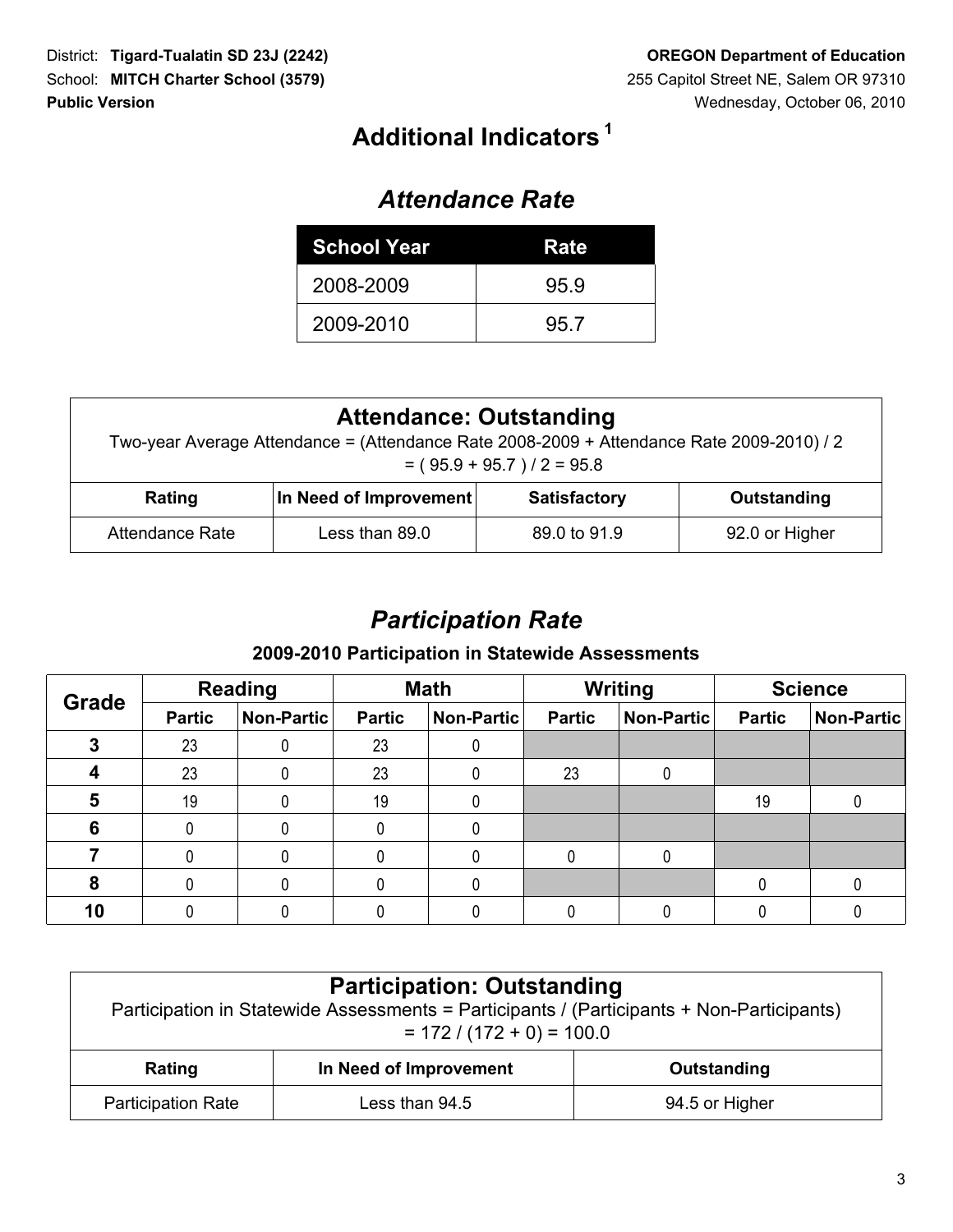District: **Tigard-Tualatin SD 23J (2242)**
School: **MITCH Charter School (3579)**
**Public Version**

**OREGON Department of Education**
255 Capitol Street NE, Salem OR 97310
Wednesday, October 06, 2010

# Additional Indicators [1]

## *Attendance Rate*

| School Year | Rate |
|---|---|
| 2008-2009 | 95.9 |
| 2009-2010 | 95.7 |

### Attendance: Outstanding

Two-year Average Attendance = (Attendance Rate 2008-2009 + Attendance Rate 2009-2010) / 2
= ( 95.9 + 95.7 ) / 2 = 95.8

| Rating | In Need of Improvement | Satisfactory | Outstanding |
|---|---|---|---|
| Attendance Rate | Less than 89.0 | 89.0 to 91.9 | 92.0 or Higher |

## *Participation Rate*

**2009-2010 Participation in Statewide Assessments**

| Grade | Reading | | Math | | Writing | | Science | |
|---|---|---|---|---|---|---|---|---|
| | Partic | Non-Partic | Partic | Non-Partic | Partic | Non-Partic | Partic | Non-Partic |
| 3 | 23 | 0 | 23 | 0 | | | | |
| 4 | 23 | 0 | 23 | 0 | 23 | 0 | | |
| 5 | 19 | 0 | 19 | 0 | | | 19 | 0 |
| 6 | 0 | 0 | 0 | 0 | | | | |
| 7 | 0 | 0 | 0 | 0 | 0 | 0 | | |
| 8 | 0 | 0 | 0 | 0 | | | 0 | 0 |
| 10 | 0 | 0 | 0 | 0 | 0 | 0 | 0 | 0 |

### Participation: Outstanding

Participation in Statewide Assessments = Participants / (Participants + Non-Participants)
= 172 / (172 + 0) = 100.0

| Rating | In Need of Improvement | Outstanding |
|---|---|---|
| Participation Rate | Less than 94.5 | 94.5 or Higher |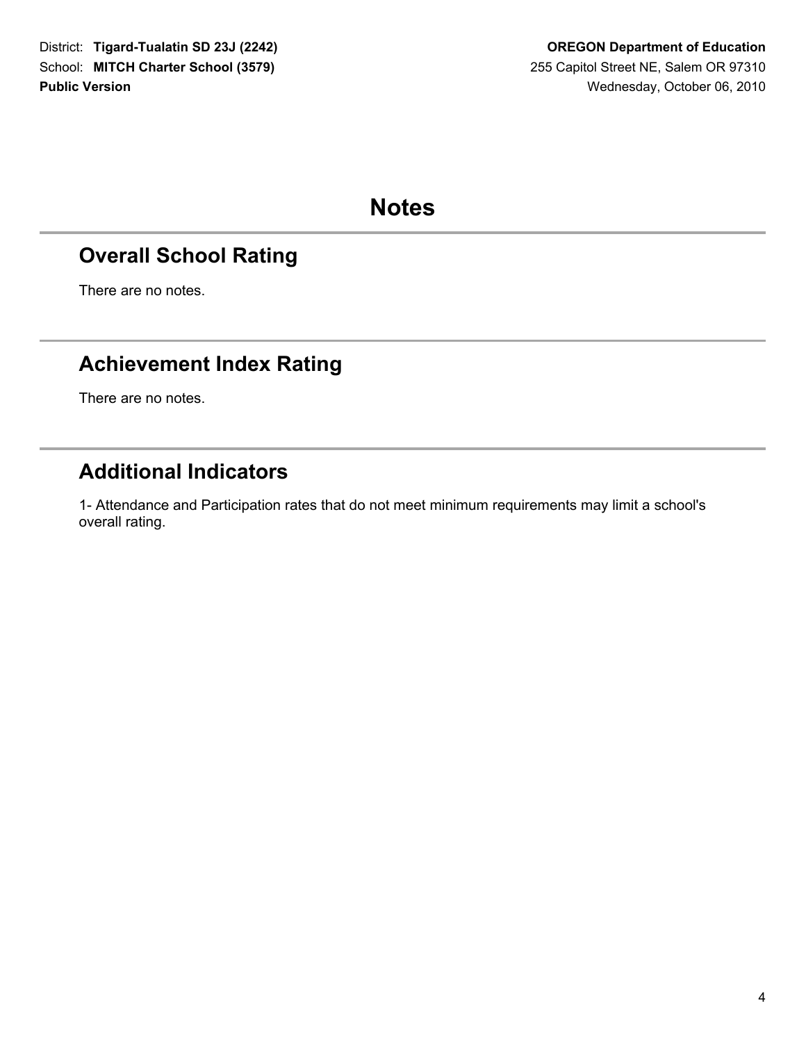# Notes

## Overall School Rating

There are no notes.

## Achievement Index Rating

There are no notes.

## Additional Indicators

1- Attendance and Participation rates that do not meet minimum requirements may limit a school's overall rating.